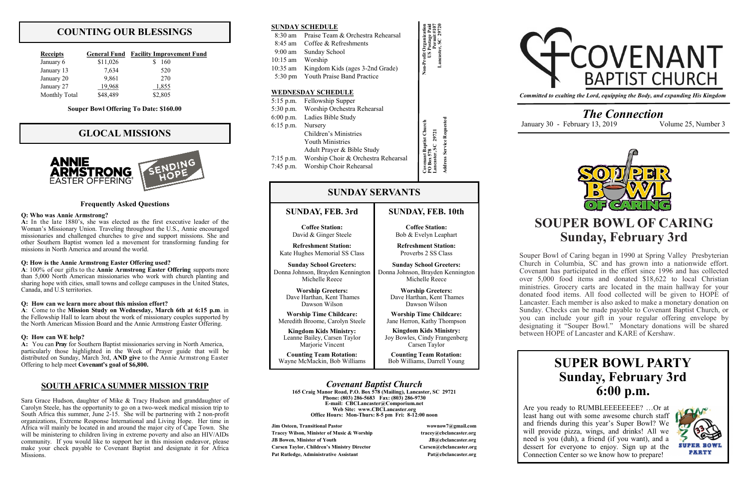## COUNTING OUR BLESSINGS

| Receipts | General Fund | Facility Improvement Fund |
|---|---|---|
| January 6 | $11,026 | $ 160 |
| January 13 | 7,634 | 520 |
| January 20 | 9,861 | 270 |
| January 27 | 19,968 | 1,855 |
| Monthly Total | $48,489 | $2,805 |

**Souper Bowl Offering To Date: $160.00**

## GLOCAL MISSIONS

ANNIE ARMSTRONG EASTER OFFERING® — SENDING HOPE

### Frequently Asked Questions

**Q: Who was Annie Armstrong?**

**A:** In the late 1880's, she was elected as the first executive leader of the Woman's Missionary Union. Traveling throughout the U.S., Annie encouraged missionaries and challenged churches to give and support missions. She and other Southern Baptist women led a movement for transforming funding for missions in North America and around the world.

**Q: How is the Annie Armstrong Easter Offering used?**

**A**: 100% of our gifts to the **Annie Armstrong Easter Offering** supports more than 5,000 North American missionaries who work with church planting and sharing hope with cities, small towns and college campuses in the United States, Canada, and U.S territories.

**Q: How can we learn more about this mission effort?**

**A**: Come to the **Mission Study on Wednesday, March 6th at 6:15 p.m**. in the Fellowship Hall to learn about the work of missionary couples supported by the North American Mission Board and the Annie Armstrong Easter Offering.

**Q: How can WE help?**

**A:** You can **Pray** for Southern Baptist missionaries serving in North America, particularly those highlighted in the Week of Prayer guide that will be distributed on Sunday, March 3rd, **AND give** to the Annie Armstrong Easter Offering to help meet **Covenant's goal of $6,800.**

## SOUTH AFRICA SUMMER MISSION TRIP

Sara Grace Hudson, daughter of Mike & Tracy Hudson and granddaughter of Carolyn Steele, has the opportunity to go on a two-week medical mission trip to South Africa this summer, June 2-15. She will be partnering with 2 non-profit organizations, Extreme Response International and Living Hope. Her time in Africa will mainly be located in and around the major city of Cape Town. She will be ministering to children living in extreme poverty and also an HIV/AIDs community. If you would like to support her in this mission endeavor, please make your check payable to Covenant Baptist and designate it for Africa Missions.

**SUNDAY SCHEDULE**

| | |
|---|---|
| 8:30 am | Praise Team & Orchestra Rehearsal |
| 8:45 am | Coffee & Refreshments |
| 9:00 am | Sunday School |
| 10:15 am | Worship |
| 10:35 am | Kingdom Kids (ages 3-2nd Grade) |
| 5:30 pm | Youth Praise Band Practice |

**WEDNESDAY SCHEDULE**

| | |
|---|---|
| 5:15 p.m. | Fellowship Supper |
| 5:30 p.m. | Worship Orchestra Rehearsal |
| 6:00 p.m. | Ladies Bible Study |
| 6:15 p.m. | Nursery |
| | Children's Ministries |
| | Youth Ministries |
| | Adult Prayer & Bible Study |
| 7:15 p.m. | Worship Choir & Orchestra Rehearsal |
| 7:45 p.m. | Worship Choir Rehearsal |

Non-Profit Organization
US Postage Paid
Permit #107
Lancaster, SC 29720

Covenant Baptist Church
PO Box 578
Lancaster, SC 29721
Address Service Requested

## SUNDAY SERVANTS

| SUNDAY, FEB. 3rd | SUNDAY, FEB. 10th |
|---|---|
| **Coffee Station:** David & Ginger Steele | **Coffee Station:** Bob & Evelyn Leaphart |
| **Refreshment Station:** Kate Hughes Memorial SS Class | **Refreshment Station:** Proverbs 2 SS Class |
| **Sunday School Greeters:** Donna Johnson, Brayden Kennington, Michelle Reece | **Sunday School Greeters:** Donna Johnson, Brayden Kennington, Michelle Reece |
| **Worship Greeters:** Dave Harthan, Kent Thames, Dawson Wilson | **Worship Greeters:** Dave Harthan, Kent Thames, Dawson Wilson |
| **Worship Time Childcare:** Meredith Broome, Carolyn Steele | **Worship Time Childcare:** Jane Herron, Kathy Thompson |
| **Kingdom Kids Ministry:** Leanne Bailey, Carsen Taylor, Marjorie Vincent | **Kingdom Kids Ministry:** Joy Bowles, Cindy Frangenberg, Carsen Taylor |
| **Counting Team Rotation:** Wayne McMackin, Bob Williams | **Counting Team Rotation:** Bob Williams, Darrell Young |

### *Covenant Baptist Church*

**165 Craig Manor Road, P.O. Box 578 (Mailing), Lancaster, SC 29721**
**Phone: (803) 286-5683 Fax: (803) 286-9730**
**E-mail: CBCLancaster@Comporium.net**
**Web Site: www.CBCLancaster.org**
**Office Hours: Mon-Thurs: 8-5 pm Fri: 8-12:00 noon**

| | |
|---|---|
| **Jim Osteen, Transitional Pastor** | **wownow7@gmail.com** |
| **Tracey Wilson, Minister of Music & Worship** | **tracey@cbclancaster.org** |
| **JB Bowen, Minister of Youth** | **JB@cbclancaster.org** |
| **Carsen Taylor, Children's Ministry Director** | **Carsen@cbclancaster.org** |
| **Pat Rutledge, Administrative Assistant** | **Pat@cbclancaster.org** |

# COVENANT BAPTIST CHURCH

*Committed to exalting the Lord, equipping the Body, and expanding His Kingdom*

## *The Connection*

January 30 - February 13, 2019 — Volume 25, Number 3

# SOUPER BOWL OF CARING
## Sunday, February 3rd

Souper Bowl of Caring began in 1990 at Spring Valley Presbyterian Church in Columbia, SC and has grown into a nationwide effort. Covenant has participated in the effort since 1996 and has collected over 5,000 food items and donated $18,622 to local Christian ministries. Grocery carts are located in the main hallway for your donated food items. All food collected will be given to HOPE of Lancaster. Each member is also asked to make a monetary donation on Sunday. Checks can be made payable to Covenant Baptist Church, or you can include your gift in your regular offering envelope by designating it "Souper Bowl." Monetary donations will be shared between HOPE of Lancaster and KARE of Kershaw.

# SUPER BOWL PARTY
## Sunday, February 3rd
## 6:00 p.m.

Are you ready to RUMBLEEEEEEEEE? …Or at least hang out with some awesome church staff and friends during this year's Super Bowl? We will provide pizza, wings, and drinks! All we need is you (duh), a friend (if you want), and a dessert for everyone to enjoy. Sign up at the Connection Center so we know how to prepare!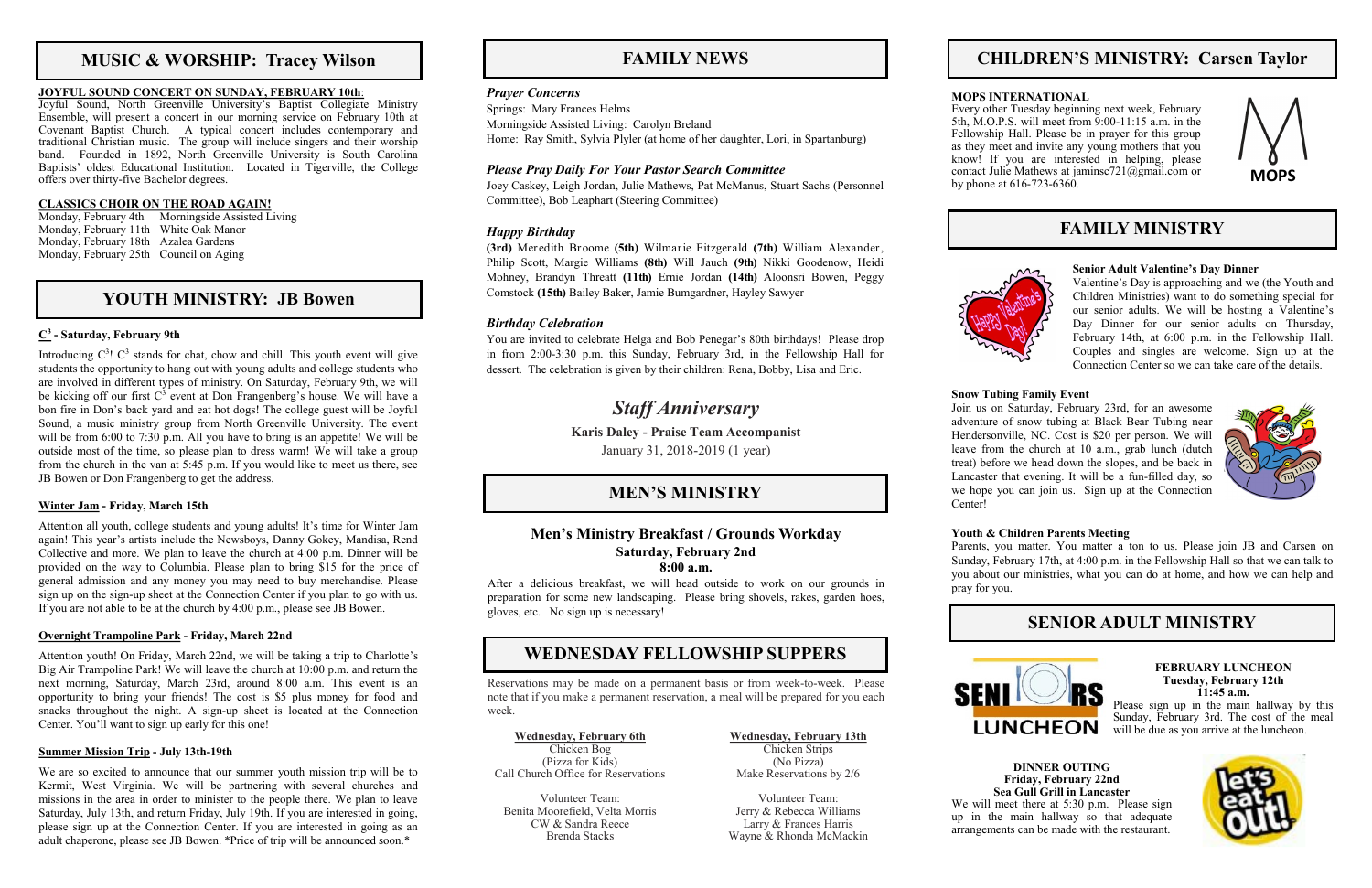## MUSIC & WORSHIP: Tracey Wilson

**JOYFUL SOUND CONCERT ON SUNDAY, FEBRUARY 10th**:

Joyful Sound, North Greenville University's Baptist Collegiate Ministry Ensemble, will present a concert in our morning service on February 10th at Covenant Baptist Church. A typical concert includes contemporary and traditional Christian music. The group will include singers and their worship band. Founded in 1892, North Greenville University is South Carolina Baptists' oldest Educational Institution. Located in Tigerville, the College offers over thirty-five Bachelor degrees.

**CLASSICS CHOIR ON THE ROAD AGAIN!**

| | |
|---|---|
| Monday, February 4th | Morningside Assisted Living |
| Monday, February 11th | White Oak Manor |
| Monday, February 18th | Azalea Gardens |
| Monday, February 25th | Council on Aging |

## YOUTH MINISTRY: JB Bowen

**$C^3$ - Saturday, February 9th**

Introducing $C^3$! $C^3$ stands for chat, chow and chill. This youth event will give students the opportunity to hang out with young adults and college students who are involved in different types of ministry. On Saturday, February 9th, we will be kicking off our first $C^3$ event at Don Frangenberg's house. We will have a bon fire in Don's back yard and eat hot dogs! The college guest will be Joyful Sound, a music ministry group from North Greenville University. The event will be from 6:00 to 7:30 p.m. All you have to bring is an appetite! We will be outside most of the time, so please plan to dress warm! We will take a group from the church in the van at 5:45 p.m. If you would like to meet us there, see JB Bowen or Don Frangenberg to get the address.

**Winter Jam - Friday, March 15th**

Attention all youth, college students and young adults! It's time for Winter Jam again! This year's artists include the Newsboys, Danny Gokey, Mandisa, Rend Collective and more. We plan to leave the church at 4:00 p.m. Dinner will be provided on the way to Columbia. Please plan to bring $15 for the price of general admission and any money you may need to buy merchandise. Please sign up on the sign-up sheet at the Connection Center if you plan to go with us. If you are not able to be at the church by 4:00 p.m., please see JB Bowen.

**Overnight Trampoline Park - Friday, March 22nd**

Attention youth! On Friday, March 22nd, we will be taking a trip to Charlotte's Big Air Trampoline Park! We will leave the church at 10:00 p.m. and return the next morning, Saturday, March 23rd, around 8:00 a.m. This event is an opportunity to bring your friends! The cost is $5 plus money for food and snacks throughout the night. A sign-up sheet is located at the Connection Center. You'll want to sign up early for this one!

**Summer Mission Trip - July 13th-19th**

We are so excited to announce that our summer youth mission trip will be to Kermit, West Virginia. We will be partnering with several churches and missions in the area in order to minister to the people there. We plan to leave Saturday, July 13th, and return Friday, July 19th. If you are interested in going, please sign up at the Connection Center. If you are interested in going as an adult chaperone, please see JB Bowen. *Price of trip will be announced soon.*

## FAMILY NEWS

### *Prayer Concerns*

Springs: Mary Frances Helms
Morningside Assisted Living: Carolyn Breland
Home: Ray Smith, Sylvia Plyler (at home of her daughter, Lori, in Spartanburg)

### *Please Pray Daily For Your Pastor Search Committee*

Joey Caskey, Leigh Jordan, Julie Mathews, Pat McManus, Stuart Sachs (Personnel Committee), Bob Leaphart (Steering Committee)

### *Happy Birthday*

**(3rd)** Meredith Broome **(5th)** Wilmarie Fitzgerald **(7th)** William Alexander, Philip Scott, Margie Williams **(8th)** Will Jauch **(9th)** Nikki Goodenow, Heidi Mohney, Brandyn Threatt **(11th)** Ernie Jordan **(14th)** Aloonsri Bowen, Peggy Comstock **(15th)** Bailey Baker, Jamie Bumgardner, Hayley Sawyer

### *Birthday Celebration*

You are invited to celebrate Helga and Bob Penegar's 80th birthdays! Please drop in from 2:00-3:30 p.m. this Sunday, February 3rd, in the Fellowship Hall for dessert. The celebration is given by their children: Rena, Bobby, Lisa and Eric.

## *Staff Anniversary*

**Karis Daley - Praise Team Accompanist**
January 31, 2018-2019 (1 year)

## MEN'S MINISTRY

### Men's Ministry Breakfast / Grounds Workday
**Saturday, February 2nd**
**8:00 a.m.**

After a delicious breakfast, we will head outside to work on our grounds in preparation for some new landscaping. Please bring shovels, rakes, garden hoes, gloves, etc. No sign up is necessary!

## WEDNESDAY FELLOWSHIP SUPPERS

Reservations may be made on a permanent basis or from week-to-week. Please note that if you make a permanent reservation, a meal will be prepared for you each week.

**Wednesday, February 6th**
Chicken Bog
(Pizza for Kids)
Call Church Office for Reservations

Volunteer Team:
Benita Moorefield, Velta Morris
CW & Sandra Reece
Brenda Stacks

**Wednesday, February 13th**
Chicken Strips
(No Pizza)
Make Reservations by 2/6

Volunteer Team:
Jerry & Rebecca Williams
Larry & Frances Harris
Wayne & Rhonda McMackin

## CHILDREN'S MINISTRY: Carsen Taylor

**MOPS INTERNATIONAL**

Every other Tuesday beginning next week, February 5th, M.O.P.S. will meet from 9:00-11:15 a.m. in the Fellowship Hall. Please be in prayer for this group as they meet and invite any young mothers that you know! If you are interested in helping, please contact Julie Mathews at jaminsc721@gmail.com or by phone at 616-723-6360.

MOPS

## FAMILY MINISTRY

**Senior Adult Valentine's Day Dinner**

Valentine's Day is approaching and we (the Youth and Children Ministries) want to do something special for our senior adults. We will be hosting a Valentine's Day Dinner for our senior adults on Thursday, February 14th, at 6:00 p.m. in the Fellowship Hall. Couples and singles are welcome. Sign up at the Connection Center so we can take care of the details.

**Snow Tubing Family Event**

Join us on Saturday, February 23rd, for an awesome adventure of snow tubing at Black Bear Tubing near Hendersonville, NC. Cost is $20 per person. We will leave from the church at 10 a.m., grab lunch (dutch treat) before we head down the slopes, and be back in Lancaster that evening. It will be a fun-filled day, so we hope you can join us. Sign up at the Connection Center!

**Youth & Children Parents Meeting**

Parents, you matter. You matter a ton to us. Please join JB and Carsen on Sunday, February 17th, at 4:00 p.m. in the Fellowship Hall so that we can talk to you about our ministries, what you can do at home, and how we can help and pray for you.

## SENIOR ADULT MINISTRY

**FEBRUARY LUNCHEON**
**Tuesday, February 12th**
**11:45 a.m.**

Please sign up in the main hallway by this Sunday, February 3rd. The cost of the meal will be due as you arrive at the luncheon.

**DINNER OUTING**
**Friday, February 22nd**
**Sea Gull Grill in Lancaster**

We will meet there at 5:30 p.m. Please sign up in the main hallway so that adequate arrangements can be made with the restaurant.